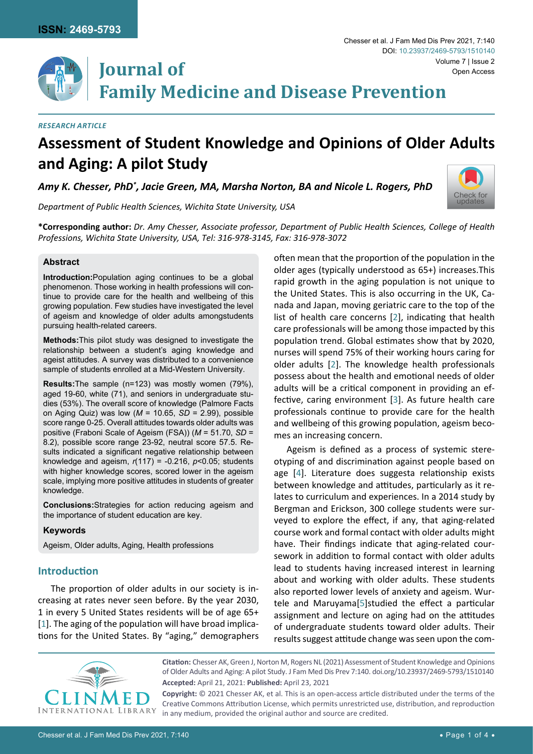RESEARCH ARTICLE

# Assessment of Student Knowledge and Opinions of Older Adults and Aging: A pilot Study

*Amy K. Chesser, PhD[*], Jacie Green, MA, Marsha Norton, BA and Nicole L. Rogers, PhD*

*Department of Public Health Sciences, Wichita State University, USA*

**\*Corresponding author:** *Dr. Amy Chesser, Associate professor, Department of Public Health Sciences, College of Health Professions, Wichita State University, USA, Tel: 316-978-3145, Fax: 316-978-3072*

## Abstract

**Introduction:** Population aging continues to be a global phenomenon. Those working in health professions will continue to provide care for the health and wellbeing of this growing population. Few studies have investigated the level of ageism and knowledge of older adults amongstudents pursuing health-related careers.

**Methods:** This pilot study was designed to investigate the relationship between a student's aging knowledge and ageist attitudes. A survey was distributed to a convenience sample of students enrolled at a Mid-Western University.

**Results:** The sample (n=123) was mostly women (79%), aged 19-60, white (71), and seniors in undergraduate studies (53%). The overall score of knowledge (Palmore Facts on Aging Quiz) was low ($M$ = 10.65, $SD$ = 2.99), possible score range 0-25. Overall attitudes towards older adults was positive (Fraboni Scale of Ageism (FSA)) ($M$ = 51.70, $SD$ = 8.2), possible score range 23-92, neutral score 57.5. Results indicated a significant negative relationship between knowledge and ageism, $r(117) = -0.216$, $p<0.05$; students with higher knowledge scores, scored lower in the ageism scale, implying more positive attitudes in students of greater knowledge.

**Conclusions:** Strategies for action reducing ageism and the importance of student education are key.

### Keywords

Ageism, Older adults, Aging, Health professions

## Introduction

The proportion of older adults in our society is increasing at rates never seen before. By the year 2030, 1 in every 5 United States residents will be of age 65+ [1]. The aging of the population will have broad implications for the United States. By "aging," demographers often mean that the proportion of the population in the older ages (typically understood as 65+) increases.This rapid growth in the aging population is not unique to the United States. This is also occurring in the UK, Canada and Japan, moving geriatric care to the top of the list of health care concerns [2], indicating that health care professionals will be among those impacted by this population trend. Global estimates show that by 2020, nurses will spend 75% of their working hours caring for older adults [2]. The knowledge health professionals possess about the health and emotional needs of older adults will be a critical component in providing an effective, caring environment [3]. As future health care professionals continue to provide care for the health and wellbeing of this growing population, ageism becomes an increasing concern.

Ageism is defined as a process of systemic stereotyping of and discrimination against people based on age [4]. Literature does suggesta relationship exists between knowledge and attitudes, particularly as it relates to curriculum and experiences. In a 2014 study by Bergman and Erickson, 300 college students were surveyed to explore the effect, if any, that aging-related course work and formal contact with older adults might have. Their findings indicate that aging-related coursework in addition to formal contact with older adults lead to students having increased interest in learning about and working with older adults. These students also reported lower levels of anxiety and ageism. Wurtele and Maruyama[5]studied the effect a particular assignment and lecture on aging had on the attitudes of undergraduate students toward older adults. Their results suggest attitude change was seen upon the com-

**Citation:** Chesser AK, Green J, Norton M, Rogers NL (2021) Assessment of Student Knowledge and Opinions of Older Adults and Aging: A pilot Study. J Fam Med Dis Prev 7:140. doi.org/10.23937/2469-5793/1510140

**Accepted:** April 21, 2021: **Published:** April 23, 2021

**Copyright:** © 2021 Chesser AK, et al. This is an open-access article distributed under the terms of the Creative Commons Attribution License, which permits unrestricted use, distribution, and reproduction in any medium, provided the original author and source are credited.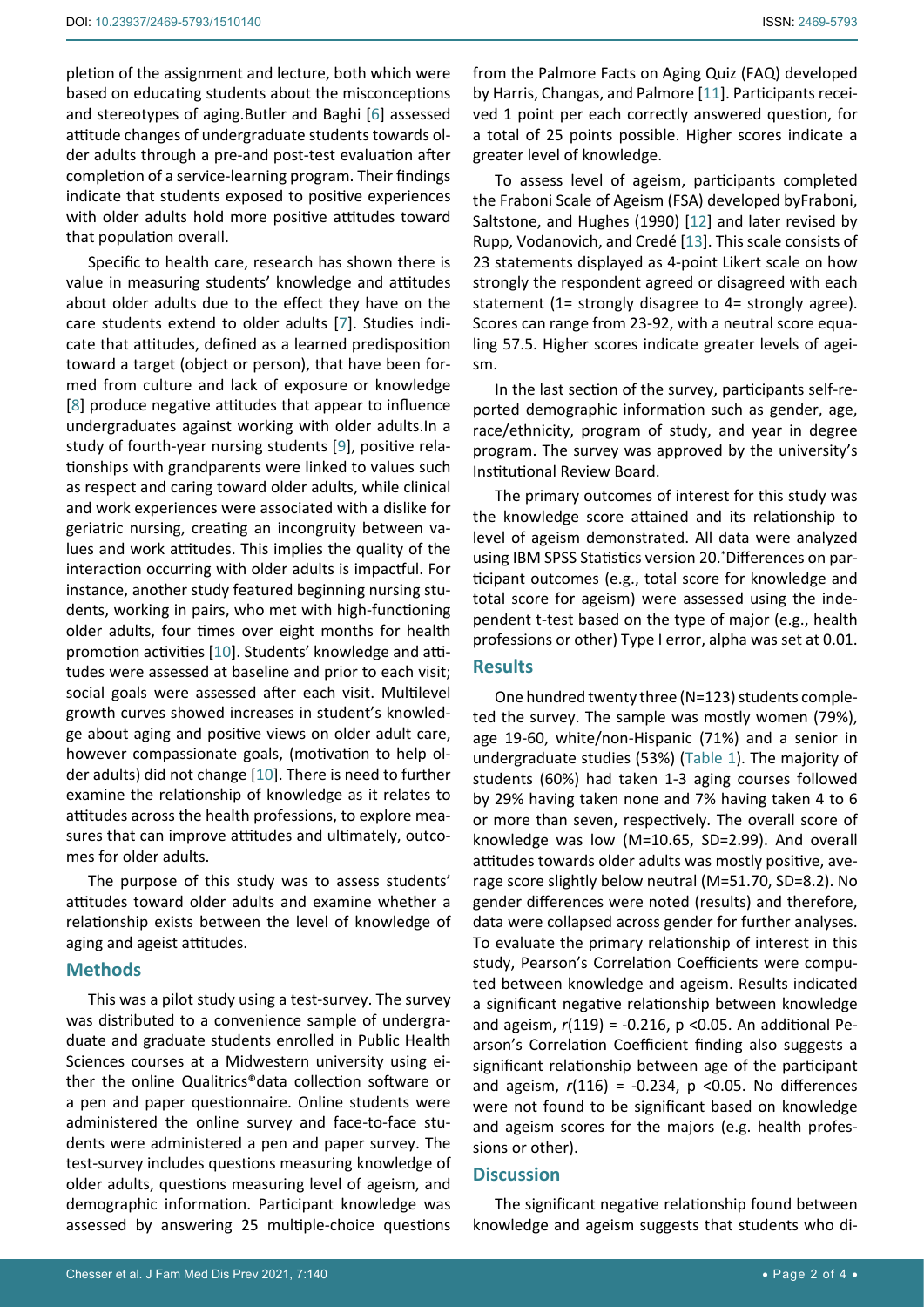pletion of the assignment and lecture, both which were based on educating students about the misconceptions and stereotypes of aging.Butler and Baghi [6] assessed attitude changes of undergraduate students towards older adults through a pre-and post-test evaluation after completion of a service-learning program. Their findings indicate that students exposed to positive experiences with older adults hold more positive attitudes toward that population overall.

Specific to health care, research has shown there is value in measuring students' knowledge and attitudes about older adults due to the effect they have on the care students extend to older adults [7]. Studies indicate that attitudes, defined as a learned predisposition toward a target (object or person), that have been formed from culture and lack of exposure or knowledge [8] produce negative attitudes that appear to influence undergraduates against working with older adults.In a study of fourth-year nursing students [9], positive relationships with grandparents were linked to values such as respect and caring toward older adults, while clinical and work experiences were associated with a dislike for geriatric nursing, creating an incongruity between values and work attitudes. This implies the quality of the interaction occurring with older adults is impactful. For instance, another study featured beginning nursing students, working in pairs, who met with high-functioning older adults, four times over eight months for health promotion activities [10]. Students' knowledge and attitudes were assessed at baseline and prior to each visit; social goals were assessed after each visit. Multilevel growth curves showed increases in student's knowledge about aging and positive views on older adult care, however compassionate goals, (motivation to help older adults) did not change [10]. There is need to further examine the relationship of knowledge as it relates to attitudes across the health professions, to explore measures that can improve attitudes and ultimately, outcomes for older adults.

The purpose of this study was to assess students' attitudes toward older adults and examine whether a relationship exists between the level of knowledge of aging and ageist attitudes.

## Methods

This was a pilot study using a test-survey. The survey was distributed to a convenience sample of undergraduate and graduate students enrolled in Public Health Sciences courses at a Midwestern university using either the online Qualitrics®data collection software or a pen and paper questionnaire. Online students were administered the online survey and face-to-face students were administered a pen and paper survey. The test-survey includes questions measuring knowledge of older adults, questions measuring level of ageism, and demographic information. Participant knowledge was assessed by answering 25 multiple-choice questions from the Palmore Facts on Aging Quiz (FAQ) developed by Harris, Changas, and Palmore [11]. Participants received 1 point per each correctly answered question, for a total of 25 points possible. Higher scores indicate a greater level of knowledge.

To assess level of ageism, participants completed the Fraboni Scale of Ageism (FSA) developed byFraboni, Saltstone, and Hughes (1990) [12] and later revised by Rupp, Vodanovich, and Credé [13]. This scale consists of 23 statements displayed as 4-point Likert scale on how strongly the respondent agreed or disagreed with each statement (1= strongly disagree to 4= strongly agree). Scores can range from 23-92, with a neutral score equaling 57.5. Higher scores indicate greater levels of ageism.

In the last section of the survey, participants self-reported demographic information such as gender, age, race/ethnicity, program of study, and year in degree program. The survey was approved by the university's Institutional Review Board.

The primary outcomes of interest for this study was the knowledge score attained and its relationship to level of ageism demonstrated. All data were analyzed using IBM SPSS Statistics version 20.*Differences on participant outcomes (e.g., total score for knowledge and total score for ageism) were assessed using the independent t-test based on the type of major (e.g., health professions or other) Type I error, alpha was set at 0.01.

## Results

One hundred twenty three (N=123) students completed the survey. The sample was mostly women (79%), age 19-60, white/non-Hispanic (71%) and a senior in undergraduate studies (53%) (Table 1). The majority of students (60%) had taken 1-3 aging courses followed by 29% having taken none and 7% having taken 4 to 6 or more than seven, respectively. The overall score of knowledge was low (M=10.65, SD=2.99). And overall attitudes towards older adults was mostly positive, average score slightly below neutral (M=51.70, SD=8.2). No gender differences were noted (results) and therefore, data were collapsed across gender for further analyses. To evaluate the primary relationship of interest in this study, Pearson's Correlation Coefficients were computed between knowledge and ageism. Results indicated a significant negative relationship between knowledge and ageism, $r(119) = -0.216$, $p < 0.05$. An additional Pearson's Correlation Coefficient finding also suggests a significant relationship between age of the participant and ageism, $r(116) = -0.234$, $p < 0.05$. No differences were not found to be significant based on knowledge and ageism scores for the majors (e.g. health professions or other).

## Discussion

The significant negative relationship found between knowledge and ageism suggests that students who di-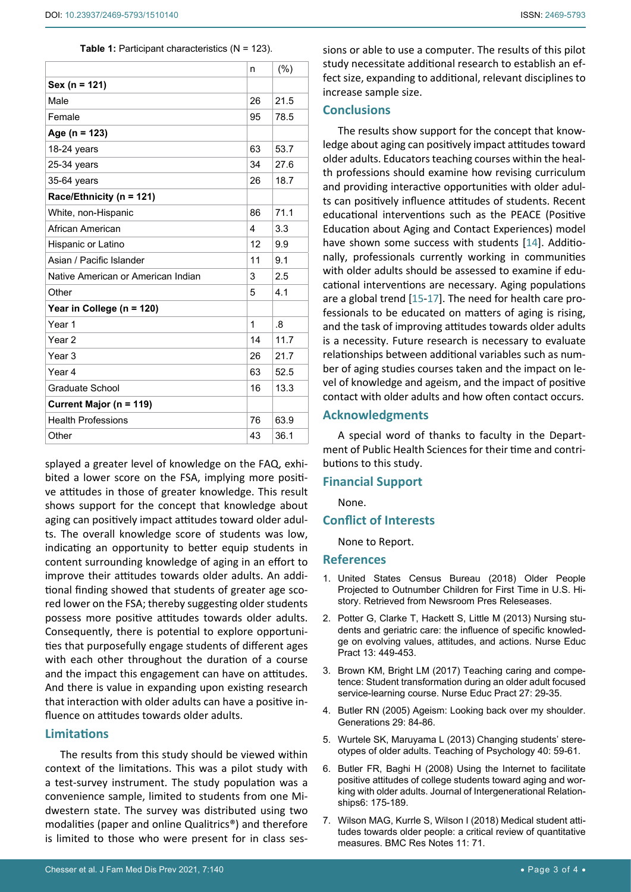**Table 1:** Participant characteristics (N = 123).

| | n | (%) |
|---|---|---|
| **Sex (n = 121)** | | |
| Male | 26 | 21.5 |
| Female | 95 | 78.5 |
| **Age (n = 123)** | | |
| 18-24 years | 63 | 53.7 |
| 25-34 years | 34 | 27.6 |
| 35-64 years | 26 | 18.7 |
| **Race/Ethnicity (n = 121)** | | |
| White, non-Hispanic | 86 | 71.1 |
| African American | 4 | 3.3 |
| Hispanic or Latino | 12 | 9.9 |
| Asian / Pacific Islander | 11 | 9.1 |
| Native American or American Indian | 3 | 2.5 |
| Other | 5 | 4.1 |
| **Year in College (n = 120)** | | |
| Year 1 | 1 | .8 |
| Year 2 | 14 | 11.7 |
| Year 3 | 26 | 21.7 |
| Year 4 | 63 | 52.5 |
| Graduate School | 16 | 13.3 |
| **Current Major (n = 119)** | | |
| Health Professions | 76 | 63.9 |
| Other | 43 | 36.1 |

splayed a greater level of knowledge on the FAQ, exhibited a lower score on the FSA, implying more positive attitudes in those of greater knowledge. This result shows support for the concept that knowledge about aging can positively impact attitudes toward older adults. The overall knowledge score of students was low, indicating an opportunity to better equip students in content surrounding knowledge of aging in an effort to improve their attitudes towards older adults. An additional finding showed that students of greater age scored lower on the FSA; thereby suggesting older students possess more positive attitudes towards older adults. Consequently, there is potential to explore opportunities that purposefully engage students of different ages with each other throughout the duration of a course and the impact this engagement can have on attitudes. And there is value in expanding upon existing research that interaction with older adults can have a positive influence on attitudes towards older adults.

## Limitations

The results from this study should be viewed within context of the limitations. This was a pilot study with a test-survey instrument. The study population was a convenience sample, limited to students from one Midwestern state. The survey was distributed using two modalities (paper and online Qualtrics®) and therefore is limited to those who were present for in class sessions or able to use a computer. The results of this pilot study necessitate additional research to establish an effect size, expanding to additional, relevant disciplines to increase sample size.

## Conclusions

The results show support for the concept that knowledge about aging can positively impact attitudes toward older adults. Educators teaching courses within the health professions should examine how revising curriculum and providing interactive opportunities with older adults can positively influence attitudes of students. Recent educational interventions such as the PEACE (Positive Education about Aging and Contact Experiences) model have shown some success with students [14]. Additionally, professionals currently working in communities with older adults should be assessed to examine if educational interventions are necessary. Aging populations are a global trend [15-17]. The need for health care professionals to be educated on matters of aging is rising, and the task of improving attitudes towards older adults is a necessity. Future research is necessary to evaluate relationships between additional variables such as number of aging studies courses taken and the impact on level of knowledge and ageism, and the impact of positive contact with older adults and how often contact occurs.

## Acknowledgments

A special word of thanks to faculty in the Department of Public Health Sciences for their time and contributions to this study.

## Financial Support

None.

## Conflict of Interests

None to Report.

## References

1. United States Census Bureau (2018) Older People Projected to Outnumber Children for First Time in U.S. History. Retrieved from Newsroom Pres Releseases.
2. Potter G, Clarke T, Hackett S, Little M (2013) Nursing students and geriatric care: the influence of specific knowledge on evolving values, attitudes, and actions. Nurse Educ Pract 13: 449-453.
3. Brown KM, Bright LM (2017) Teaching caring and competence: Student transformation during an older adult focused service-learning course. Nurse Educ Pract 27: 29-35.
4. Butler RN (2005) Ageism: Looking back over my shoulder. Generations 29: 84-86.
5. Wurtele SK, Maruyama L (2013) Changing students' stereotypes of older adults. Teaching of Psychology 40: 59-61.
6. Butler FR, Baghi H (2008) Using the Internet to facilitate positive attitudes of college students toward aging and working with older adults. Journal of Intergenerational Relationships6: 175-189.
7. Wilson MAG, Kurrle S, Wilson I (2018) Medical student attitudes towards older people: a critical review of quantitative measures. BMC Res Notes 11: 71.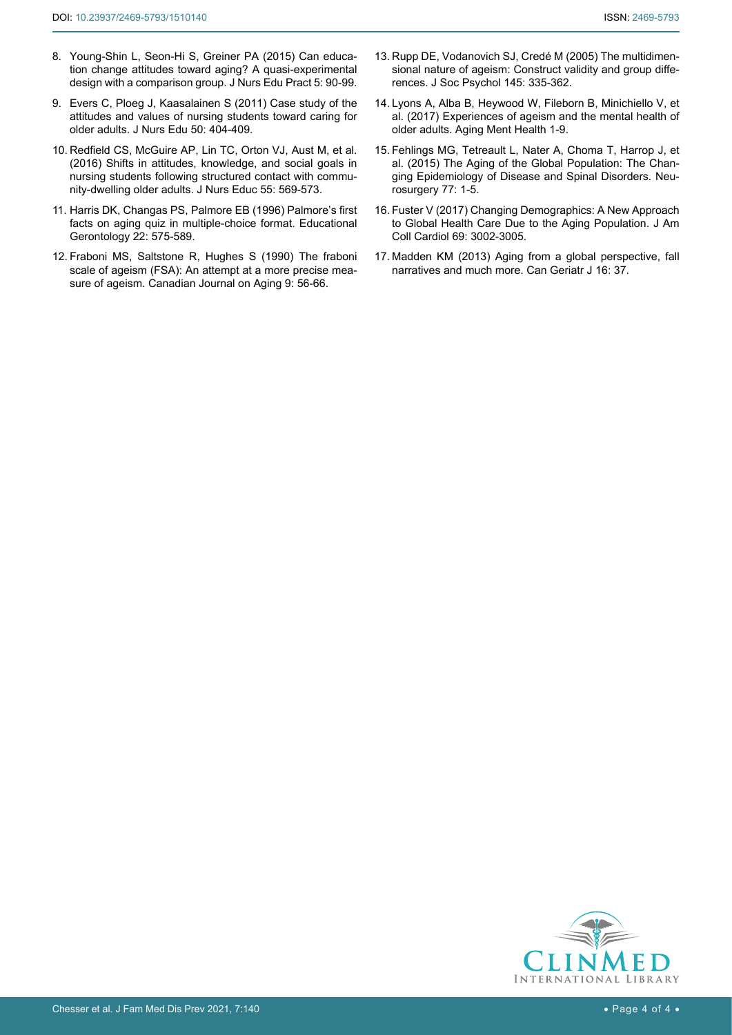8. Young-Shin L, Seon-Hi S, Greiner PA (2015) Can education change attitudes toward aging? A quasi-experimental design with a comparison group. J Nurs Edu Pract 5: 90-99.
9. Evers C, Ploeg J, Kaasalainen S (2011) Case study of the attitudes and values of nursing students toward caring for older adults. J Nurs Edu 50: 404-409.
10. Redfield CS, McGuire AP, Lin TC, Orton VJ, Aust M, et al. (2016) Shifts in attitudes, knowledge, and social goals in nursing students following structured contact with community-dwelling older adults. J Nurs Educ 55: 569-573.
11. Harris DK, Changas PS, Palmore EB (1996) Palmore's first facts on aging quiz in multiple-choice format. Educational Gerontology 22: 575-589.
12. Fraboni MS, Saltstone R, Hughes S (1990) The fraboni scale of ageism (FSA): An attempt at a more precise measure of ageism. Canadian Journal on Aging 9: 56-66.
13. Rupp DE, Vodanovich SJ, Credé M (2005) The multidimensional nature of ageism: Construct validity and group differences. J Soc Psychol 145: 335-362.
14. Lyons A, Alba B, Heywood W, Fileborn B, Minichiello V, et al. (2017) Experiences of ageism and the mental health of older adults. Aging Ment Health 1-9.
15. Fehlings MG, Tetreault L, Nater A, Choma T, Harrop J, et al. (2015) The Aging of the Global Population: The Changing Epidemiology of Disease and Spinal Disorders. Neurosurgery 77: 1-5.
16. Fuster V (2017) Changing Demographics: A New Approach to Global Health Care Due to the Aging Population. J Am Coll Cardiol 69: 3002-3005.
17. Madden KM (2013) Aging from a global perspective, fall narratives and much more. Can Geriatr J 16: 37.